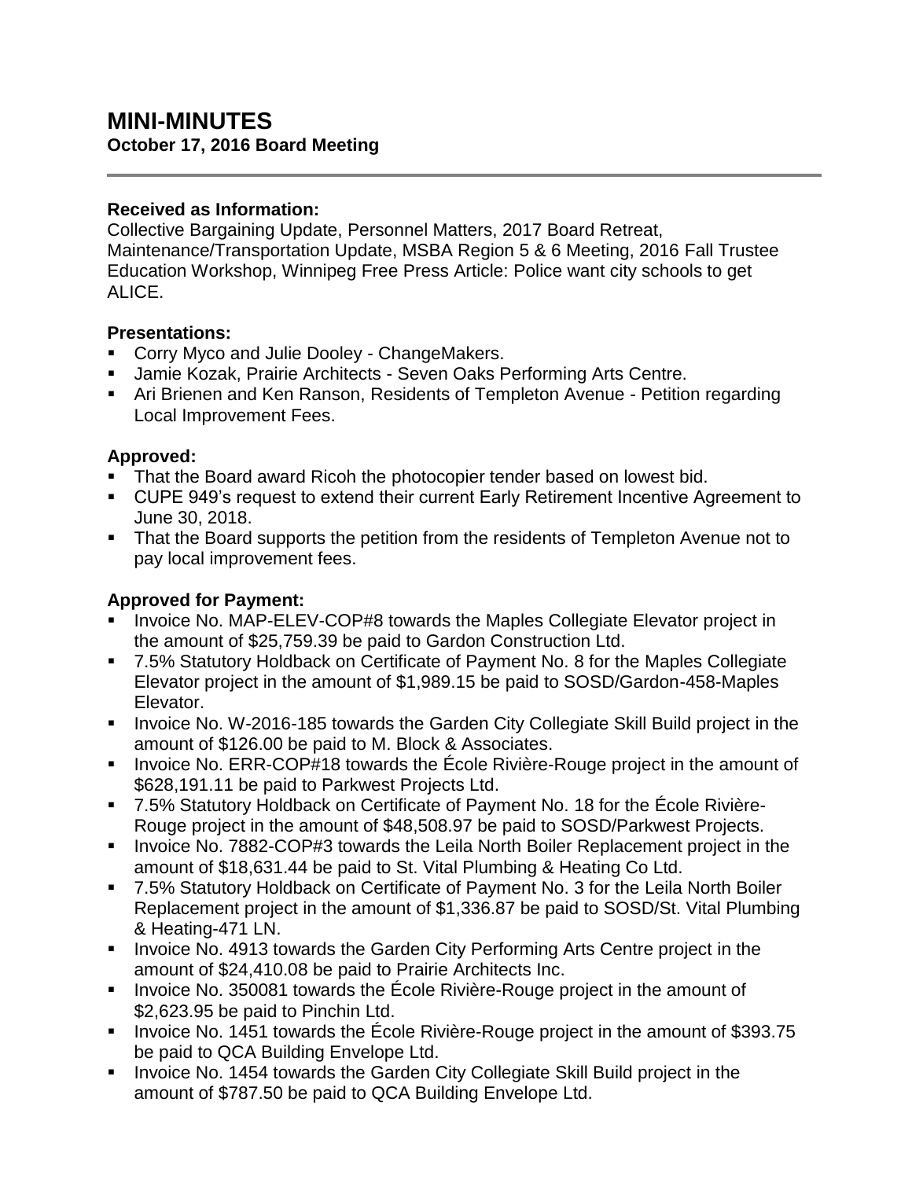# MINI-MINUTES

**October 17, 2016 Board Meeting**

---

**Received as Information:**

Collective Bargaining Update, Personnel Matters, 2017 Board Retreat, Maintenance/Transportation Update, MSBA Region 5 & 6 Meeting, 2016 Fall Trustee Education Workshop, Winnipeg Free Press Article: Police want city schools to get ALICE.

**Presentations:**

- Corry Myco and Julie Dooley - ChangeMakers.
- Jamie Kozak, Prairie Architects - Seven Oaks Performing Arts Centre.
- Ari Brienen and Ken Ranson, Residents of Templeton Avenue - Petition regarding Local Improvement Fees.

**Approved:**

- That the Board award Ricoh the photocopier tender based on lowest bid.
- CUPE 949's request to extend their current Early Retirement Incentive Agreement to June 30, 2018.
- That the Board supports the petition from the residents of Templeton Avenue not to pay local improvement fees.

**Approved for Payment:**

- Invoice No. MAP-ELEV-COP#8 towards the Maples Collegiate Elevator project in the amount of $25,759.39 be paid to Gardon Construction Ltd.
- 7.5% Statutory Holdback on Certificate of Payment No. 8 for the Maples Collegiate Elevator project in the amount of $1,989.15 be paid to SOSD/Gardon-458-Maples Elevator.
- Invoice No. W-2016-185 towards the Garden City Collegiate Skill Build project in the amount of $126.00 be paid to M. Block & Associates.
- Invoice No. ERR-COP#18 towards the École Rivière-Rouge project in the amount of $628,191.11 be paid to Parkwest Projects Ltd.
- 7.5% Statutory Holdback on Certificate of Payment No. 18 for the École Rivière-Rouge project in the amount of $48,508.97 be paid to SOSD/Parkwest Projects.
- Invoice No. 7882-COP#3 towards the Leila North Boiler Replacement project in the amount of $18,631.44 be paid to St. Vital Plumbing & Heating Co Ltd.
- 7.5% Statutory Holdback on Certificate of Payment No. 3 for the Leila North Boiler Replacement project in the amount of $1,336.87 be paid to SOSD/St. Vital Plumbing & Heating-471 LN.
- Invoice No. 4913 towards the Garden City Performing Arts Centre project in the amount of $24,410.08 be paid to Prairie Architects Inc.
- Invoice No. 350081 towards the École Rivière-Rouge project in the amount of $2,623.95 be paid to Pinchin Ltd.
- Invoice No. 1451 towards the École Rivière-Rouge project in the amount of $393.75 be paid to QCA Building Envelope Ltd.
- Invoice No. 1454 towards the Garden City Collegiate Skill Build project in the amount of $787.50 be paid to QCA Building Envelope Ltd.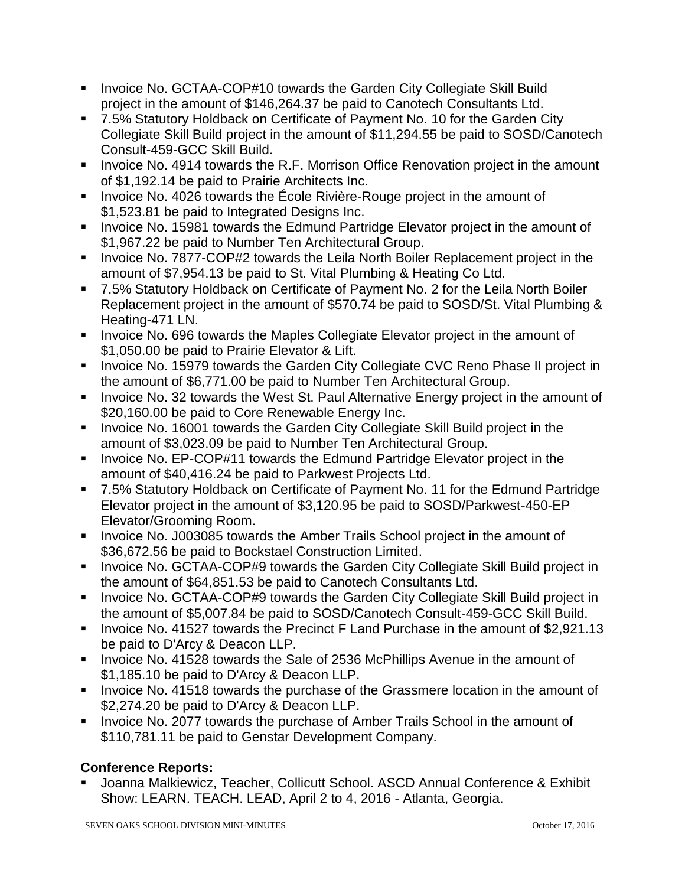- Invoice No. GCTAA-COP#10 towards the Garden City Collegiate Skill Build project in the amount of $146,264.37 be paid to Canotech Consultants Ltd.
- 7.5% Statutory Holdback on Certificate of Payment No. 10 for the Garden City Collegiate Skill Build project in the amount of $11,294.55 be paid to SOSD/Canotech Consult-459-GCC Skill Build.
- Invoice No. 4914 towards the R.F. Morrison Office Renovation project in the amount of $1,192.14 be paid to Prairie Architects Inc.
- Invoice No. 4026 towards the École Rivière-Rouge project in the amount of $1,523.81 be paid to Integrated Designs Inc.
- Invoice No. 15981 towards the Edmund Partridge Elevator project in the amount of $1,967.22 be paid to Number Ten Architectural Group.
- Invoice No. 7877-COP#2 towards the Leila North Boiler Replacement project in the amount of $7,954.13 be paid to St. Vital Plumbing & Heating Co Ltd.
- 7.5% Statutory Holdback on Certificate of Payment No. 2 for the Leila North Boiler Replacement project in the amount of $570.74 be paid to SOSD/St. Vital Plumbing & Heating-471 LN.
- Invoice No. 696 towards the Maples Collegiate Elevator project in the amount of $1,050.00 be paid to Prairie Elevator & Lift.
- Invoice No. 15979 towards the Garden City Collegiate CVC Reno Phase II project in the amount of $6,771.00 be paid to Number Ten Architectural Group.
- Invoice No. 32 towards the West St. Paul Alternative Energy project in the amount of $20,160.00 be paid to Core Renewable Energy Inc.
- Invoice No. 16001 towards the Garden City Collegiate Skill Build project in the amount of $3,023.09 be paid to Number Ten Architectural Group.
- Invoice No. EP-COP#11 towards the Edmund Partridge Elevator project in the amount of $40,416.24 be paid to Parkwest Projects Ltd.
- 7.5% Statutory Holdback on Certificate of Payment No. 11 for the Edmund Partridge Elevator project in the amount of $3,120.95 be paid to SOSD/Parkwest-450-EP Elevator/Grooming Room.
- Invoice No. J003085 towards the Amber Trails School project in the amount of $36,672.56 be paid to Bockstael Construction Limited.
- Invoice No. GCTAA-COP#9 towards the Garden City Collegiate Skill Build project in the amount of $64,851.53 be paid to Canotech Consultants Ltd.
- Invoice No. GCTAA-COP#9 towards the Garden City Collegiate Skill Build project in the amount of $5,007.84 be paid to SOSD/Canotech Consult-459-GCC Skill Build.
- Invoice No. 41527 towards the Precinct F Land Purchase in the amount of $2,921.13 be paid to D'Arcy & Deacon LLP.
- Invoice No. 41528 towards the Sale of 2536 McPhillips Avenue in the amount of $1,185.10 be paid to D'Arcy & Deacon LLP.
- Invoice No. 41518 towards the purchase of the Grassmere location in the amount of $2,274.20 be paid to D'Arcy & Deacon LLP.
- Invoice No. 2077 towards the purchase of Amber Trails School in the amount of $110,781.11 be paid to Genstar Development Company.

**Conference Reports:**

- Joanna Malkiewicz, Teacher, Collicutt School. ASCD Annual Conference & Exhibit Show: LEARN. TEACH. LEAD, April 2 to 4, 2016 - Atlanta, Georgia.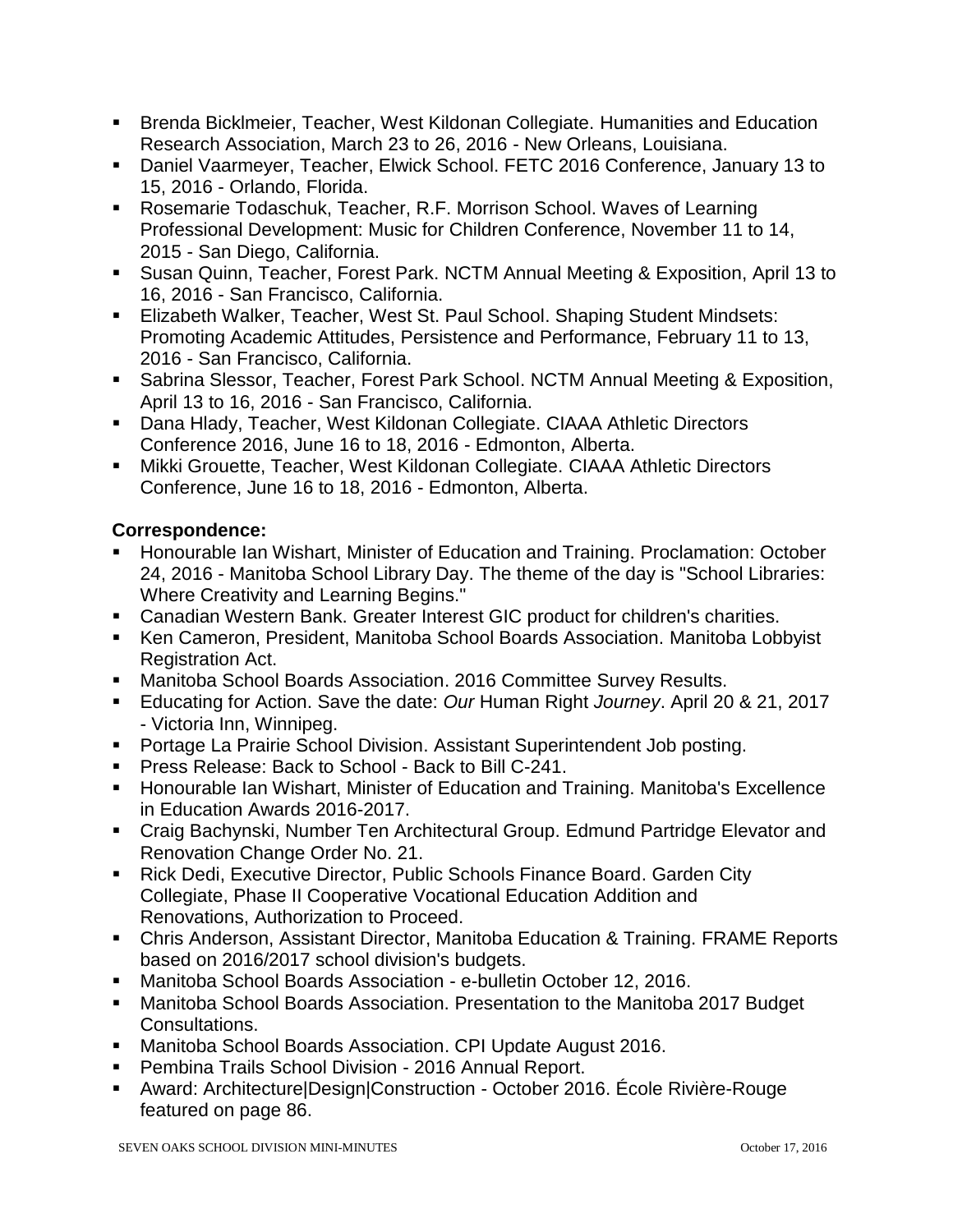- Brenda Bicklmeier, Teacher, West Kildonan Collegiate. Humanities and Education Research Association, March 23 to 26, 2016 - New Orleans, Louisiana.
- Daniel Vaarmeyer, Teacher, Elwick School. FETC 2016 Conference, January 13 to 15, 2016 - Orlando, Florida.
- Rosemarie Todaschuk, Teacher, R.F. Morrison School. Waves of Learning Professional Development: Music for Children Conference, November 11 to 14, 2015 - San Diego, California.
- Susan Quinn, Teacher, Forest Park. NCTM Annual Meeting & Exposition, April 13 to 16, 2016 - San Francisco, California.
- Elizabeth Walker, Teacher, West St. Paul School. Shaping Student Mindsets: Promoting Academic Attitudes, Persistence and Performance, February 11 to 13, 2016 - San Francisco, California.
- Sabrina Slessor, Teacher, Forest Park School. NCTM Annual Meeting & Exposition, April 13 to 16, 2016 - San Francisco, California.
- Dana Hlady, Teacher, West Kildonan Collegiate. CIAAA Athletic Directors Conference 2016, June 16 to 18, 2016 - Edmonton, Alberta.
- Mikki Grouette, Teacher, West Kildonan Collegiate. CIAAA Athletic Directors Conference, June 16 to 18, 2016 - Edmonton, Alberta.

**Correspondence:**

- Honourable Ian Wishart, Minister of Education and Training. Proclamation: October 24, 2016 - Manitoba School Library Day. The theme of the day is "School Libraries: Where Creativity and Learning Begins."
- Canadian Western Bank. Greater Interest GIC product for children's charities.
- Ken Cameron, President, Manitoba School Boards Association. Manitoba Lobbyist Registration Act.
- Manitoba School Boards Association. 2016 Committee Survey Results.
- Educating for Action. Save the date: *Our* Human Right *Journey*. April 20 & 21, 2017 - Victoria Inn, Winnipeg.
- Portage La Prairie School Division. Assistant Superintendent Job posting.
- Press Release: Back to School - Back to Bill C-241.
- Honourable Ian Wishart, Minister of Education and Training. Manitoba's Excellence in Education Awards 2016-2017.
- Craig Bachynski, Number Ten Architectural Group. Edmund Partridge Elevator and Renovation Change Order No. 21.
- Rick Dedi, Executive Director, Public Schools Finance Board. Garden City Collegiate, Phase II Cooperative Vocational Education Addition and Renovations, Authorization to Proceed.
- Chris Anderson, Assistant Director, Manitoba Education & Training. FRAME Reports based on 2016/2017 school division's budgets.
- Manitoba School Boards Association - e-bulletin October 12, 2016.
- Manitoba School Boards Association. Presentation to the Manitoba 2017 Budget Consultations.
- Manitoba School Boards Association. CPI Update August 2016.
- Pembina Trails School Division - 2016 Annual Report.
- Award: Architecture|Design|Construction - October 2016. École Rivière-Rouge featured on page 86.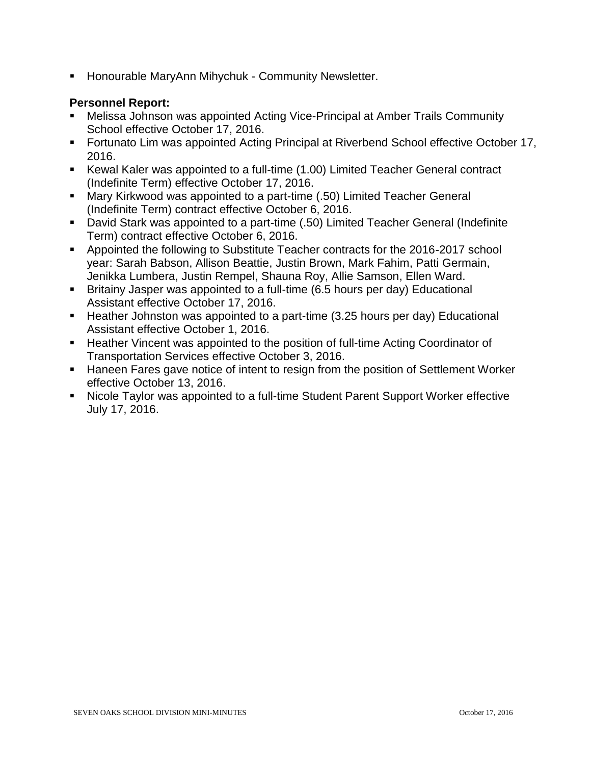- Honourable MaryAnn Mihychuk - Community Newsletter.

**Personnel Report:**

- Melissa Johnson was appointed Acting Vice-Principal at Amber Trails Community School effective October 17, 2016.
- Fortunato Lim was appointed Acting Principal at Riverbend School effective October 17, 2016.
- Kewal Kaler was appointed to a full-time (1.00) Limited Teacher General contract (Indefinite Term) effective October 17, 2016.
- Mary Kirkwood was appointed to a part-time (.50) Limited Teacher General (Indefinite Term) contract effective October 6, 2016.
- David Stark was appointed to a part-time (.50) Limited Teacher General (Indefinite Term) contract effective October 6, 2016.
- Appointed the following to Substitute Teacher contracts for the 2016-2017 school year: Sarah Babson, Allison Beattie, Justin Brown, Mark Fahim, Patti Germain, Jenikka Lumbera, Justin Rempel, Shauna Roy, Allie Samson, Ellen Ward.
- Britainy Jasper was appointed to a full-time (6.5 hours per day) Educational Assistant effective October 17, 2016.
- Heather Johnston was appointed to a part-time (3.25 hours per day) Educational Assistant effective October 1, 2016.
- Heather Vincent was appointed to the position of full-time Acting Coordinator of Transportation Services effective October 3, 2016.
- Haneen Fares gave notice of intent to resign from the position of Settlement Worker effective October 13, 2016.
- Nicole Taylor was appointed to a full-time Student Parent Support Worker effective July 17, 2016.